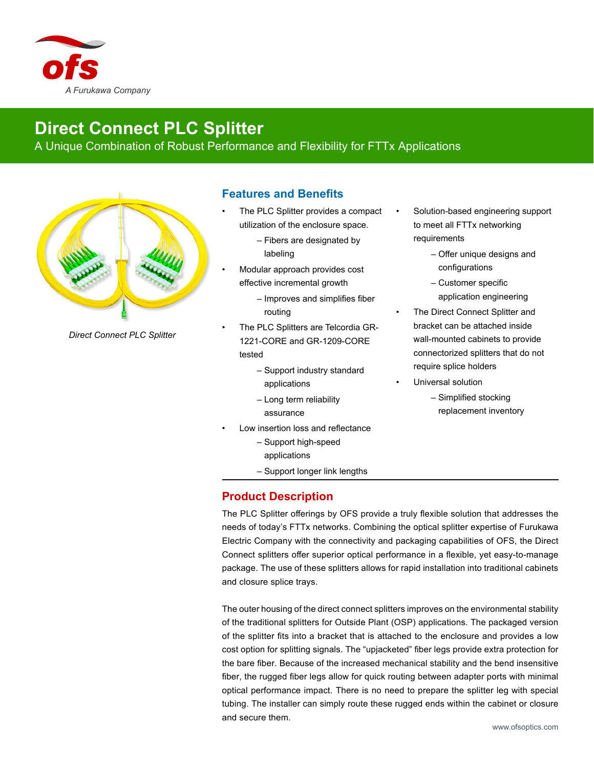ofs

*A Furukawa Company*

# Direct Connect PLC Splitter

A Unique Combination of Robust Performance and Flexibility for FTTx Applications

*Direct Connect PLC Splitter*

## Features and Benefits

- The PLC Splitter provides a compact utilization of the enclosure space.
  – Fibers are designated by labeling
- Modular approach provides cost effective incremental growth
  – Improves and simplifies fiber routing
- The PLC Splitters are Telcordia GR-1221-CORE and GR-1209-CORE tested
  – Support industry standard applications
  – Long term reliability assurance
- Low insertion loss and reflectance
  – Support high-speed applications
  – Support longer link lengths
- Solution-based engineering support to meet all FTTx networking requirements
  – Offer unique designs and configurations
  – Customer specific application engineering
- The Direct Connect Splitter and bracket can be attached inside wall-mounted cabinets to provide connectorized splitters that do not require splice holders
- Universal solution
  – Simplified stocking replacement inventory

## Product Description

The PLC Splitter offerings by OFS provide a truly flexible solution that addresses the needs of today's FTTx networks. Combining the optical splitter expertise of Furukawa Electric Company with the connectivity and packaging capabilities of OFS, the Direct Connect splitters offer superior optical performance in a flexible, yet easy-to-manage package. The use of these splitters allows for rapid installation into traditional cabinets and closure splice trays.

The outer housing of the direct connect splitters improves on the environmental stability of the traditional splitters for Outside Plant (OSP) applications. The packaged version of the splitter fits into a bracket that is attached to the enclosure and provides a low cost option for splitting signals. The "upjacketed" fiber legs provide extra protection for the bare fiber. Because of the increased mechanical stability and the bend insensitive fiber, the rugged fiber legs allow for quick routing between adapter ports with minimal optical performance impact. There is no need to prepare the splitter leg with special tubing. The installer can simply route these rugged ends within the cabinet or closure and secure them.

www.ofsoptics.com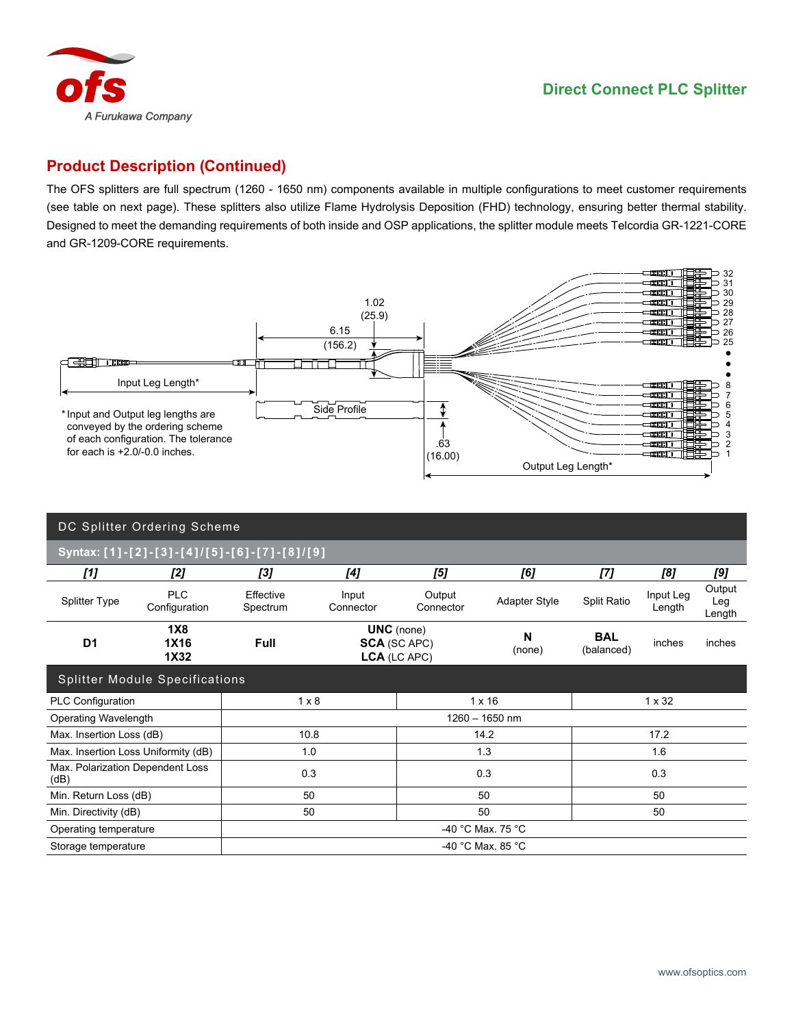## Product Description (Continued)

The OFS splitters are full spectrum (1260 - 1650 nm) components available in multiple configurations to meet customer requirements (see table on next page). These splitters also utilize Flame Hydrolysis Deposition (FHD) technology, ensuring better thermal stability. Designed to meet the demanding requirements of both inside and OSP applications, the splitter module meets Telcordia GR-1221-CORE and GR-1209-CORE requirements.

1.02 (25.9)

6.15 (156.2)

Input Leg Length*

Side Profile

.63 (16.00)

Output Leg Length*

32 31 30 29 28 27 26 25 • • • 8 7 6 5 4 3 2 1

* Input and Output leg lengths are conveyed by the ordering scheme of each configuration. The tolerance for each is +2.0/-0.0 inches.

### DC Splitter Ordering Scheme

**Syntax: [1]-[2]-[3]-[4]/[5]-[6]-[7]-[8]/[9]**

| *[1]* | *[2]* | *[3]* | *[4]* | *[5]* | *[6]* | *[7]* | *[8]* | *[9]* |
|---|---|---|---|---|---|---|---|---|
| Splitter Type | PLC Configuration | Effective Spectrum | Input Connector | Output Connector | Adapter Style | Split Ratio | Input Leg Length | Output Leg Length |
| **D1** | **1X8**<br>**1X16**<br>**1X32** | **Full** | **UNC** (none)<br>**SCA** (SC APC)<br>**LCA** (LC APC) | | **N**<br>(none) | **BAL**<br>(balanced) | inches | inches |

### Splitter Module Specifications

| PLC Configuration | 1 x 8 | 1 x 16 | 1 x 32 |
|---|---|---|---|
| Operating Wavelength | 1260 – 1650 nm | | |
| Max. Insertion Loss (dB) | 10.8 | 14.2 | 17.2 |
| Max. Insertion Loss Uniformity (dB) | 1.0 | 1.3 | 1.6 |
| Max. Polarization Dependent Loss (dB) | 0.3 | 0.3 | 0.3 |
| Min. Return Loss (dB) | 50 | 50 | 50 |
| Min. Directivity (dB) | 50 | 50 | 50 |
| Operating temperature | -40 °C Max. 75 °C | | |
| Storage temperature | -40 °C Max. 85 °C | | |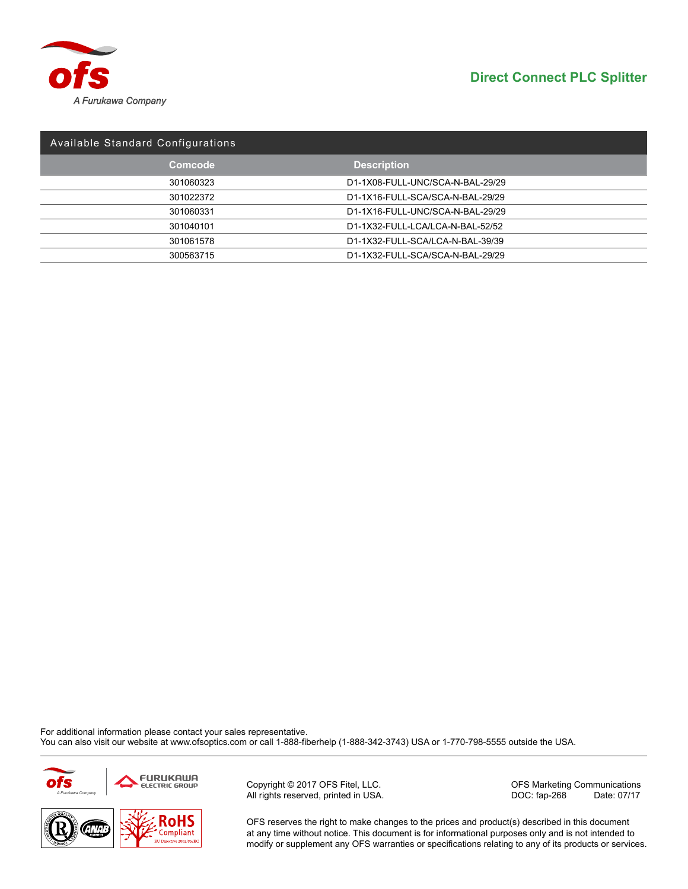## Direct Connect PLC Splitter

### Available Standard Configurations

| Comcode | Description |
| --- | --- |
| 301060323 | D1-1X08-FULL-UNC/SCA-N-BAL-29/29 |
| 301022372 | D1-1X16-FULL-SCA/SCA-N-BAL-29/29 |
| 301060331 | D1-1X16-FULL-UNC/SCA-N-BAL-29/29 |
| 301040101 | D1-1X32-FULL-LCA/LCA-N-BAL-52/52 |
| 301061578 | D1-1X32-FULL-SCA/LCA-N-BAL-39/39 |
| 300563715 | D1-1X32-FULL-SCA/SCA-N-BAL-29/29 |

For additional information please contact your sales representative.
You can also visit our website at www.ofsoptics.com or call 1-888-fiberhelp (1-888-342-3743) USA or 1-770-798-5555 outside the USA.

Copyright © 2017 OFS Fitel, LLC.
All rights reserved, printed in USA.

OFS Marketing Communications
DOC: fap-268 Date: 07/17

OFS reserves the right to make changes to the prices and product(s) described in this document at any time without notice. This document is for informational purposes only and is not intended to modify or supplement any OFS warranties or specifications relating to any of its products or services.